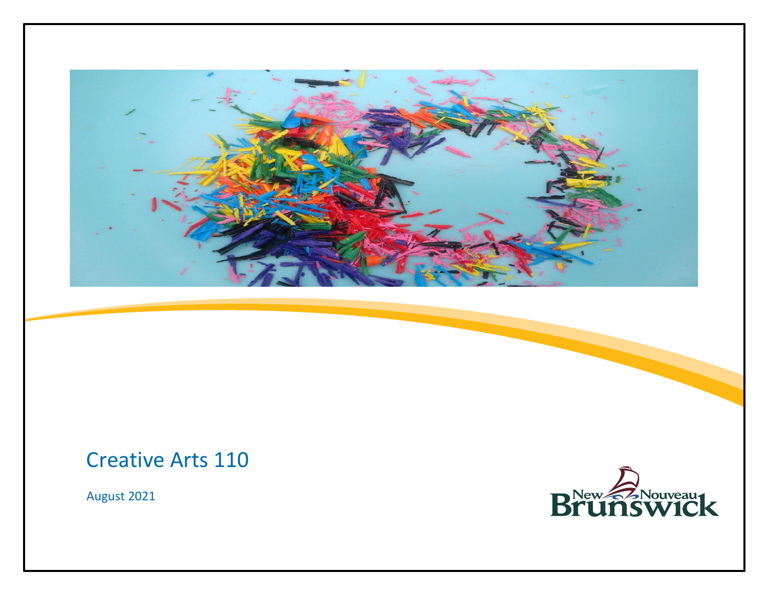# Creative Arts 110

August 2021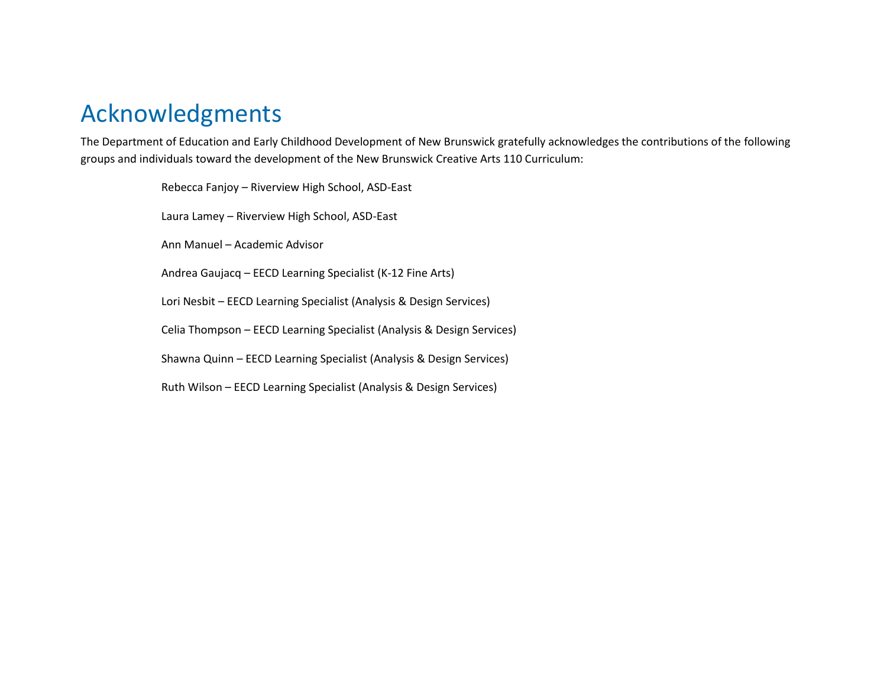# Acknowledgments

The Department of Education and Early Childhood Development of New Brunswick gratefully acknowledges the contributions of the following groups and individuals toward the development of the New Brunswick Creative Arts 110 Curriculum:

Rebecca Fanjoy – Riverview High School, ASD-East

Laura Lamey – Riverview High School, ASD-East

Ann Manuel – Academic Advisor

Andrea Gaujacq – EECD Learning Specialist (K-12 Fine Arts)

Lori Nesbit – EECD Learning Specialist (Analysis & Design Services)

Celia Thompson – EECD Learning Specialist (Analysis & Design Services)

Shawna Quinn – EECD Learning Specialist (Analysis & Design Services)

Ruth Wilson – EECD Learning Specialist (Analysis & Design Services)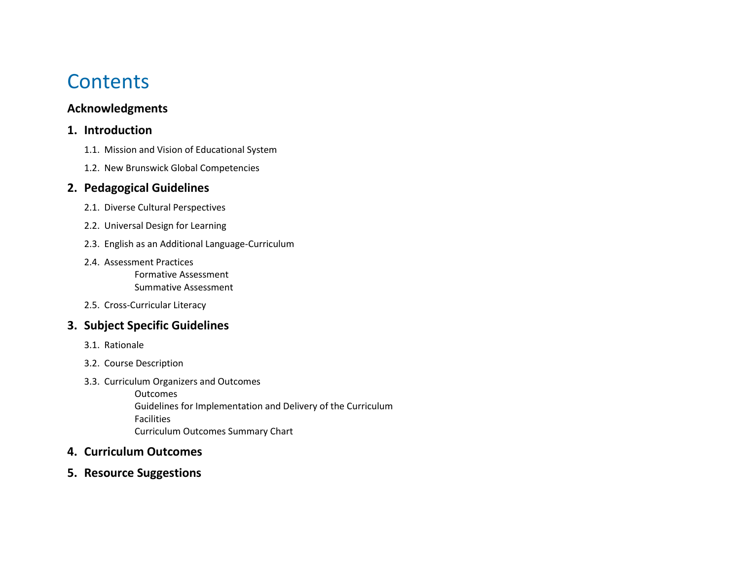# Contents

**Acknowledgments**

**1. Introduction**

- 1.1. Mission and Vision of Educational System
- 1.2. New Brunswick Global Competencies

**2. Pedagogical Guidelines**

- 2.1. Diverse Cultural Perspectives
- 2.2. Universal Design for Learning
- 2.3. English as an Additional Language-Curriculum
- 2.4. Assessment Practices
  - Formative Assessment
  - Summative Assessment
- 2.5. Cross-Curricular Literacy

**3. Subject Specific Guidelines**

- 3.1. Rationale
- 3.2. Course Description
- 3.3. Curriculum Organizers and Outcomes
  - Outcomes
  - Guidelines for Implementation and Delivery of the Curriculum
  - Facilities
  - Curriculum Outcomes Summary Chart

**4. Curriculum Outcomes**

**5. Resource Suggestions**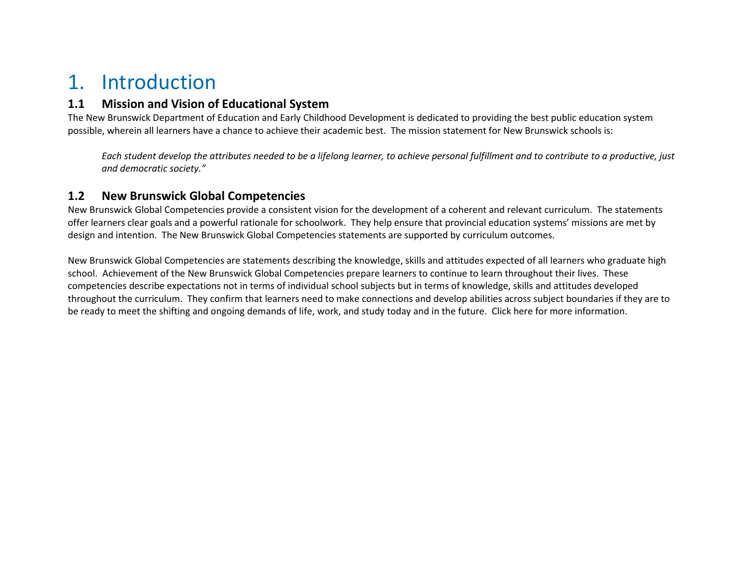# 1. Introduction

## 1.1 Mission and Vision of Educational System

The New Brunswick Department of Education and Early Childhood Development is dedicated to providing the best public education system possible, wherein all learners have a chance to achieve their academic best. The mission statement for New Brunswick schools is:

> *Each student develop the attributes needed to be a lifelong learner, to achieve personal fulfillment and to contribute to a productive, just and democratic society."*

## 1.2 New Brunswick Global Competencies

New Brunswick Global Competencies provide a consistent vision for the development of a coherent and relevant curriculum. The statements offer learners clear goals and a powerful rationale for schoolwork. They help ensure that provincial education systems' missions are met by design and intention. The New Brunswick Global Competencies statements are supported by curriculum outcomes.

New Brunswick Global Competencies are statements describing the knowledge, skills and attitudes expected of all learners who graduate high school. Achievement of the New Brunswick Global Competencies prepare learners to continue to learn throughout their lives. These competencies describe expectations not in terms of individual school subjects but in terms of knowledge, skills and attitudes developed throughout the curriculum. They confirm that learners need to make connections and develop abilities across subject boundaries if they are to be ready to meet the shifting and ongoing demands of life, work, and study today and in the future. Click here for more information.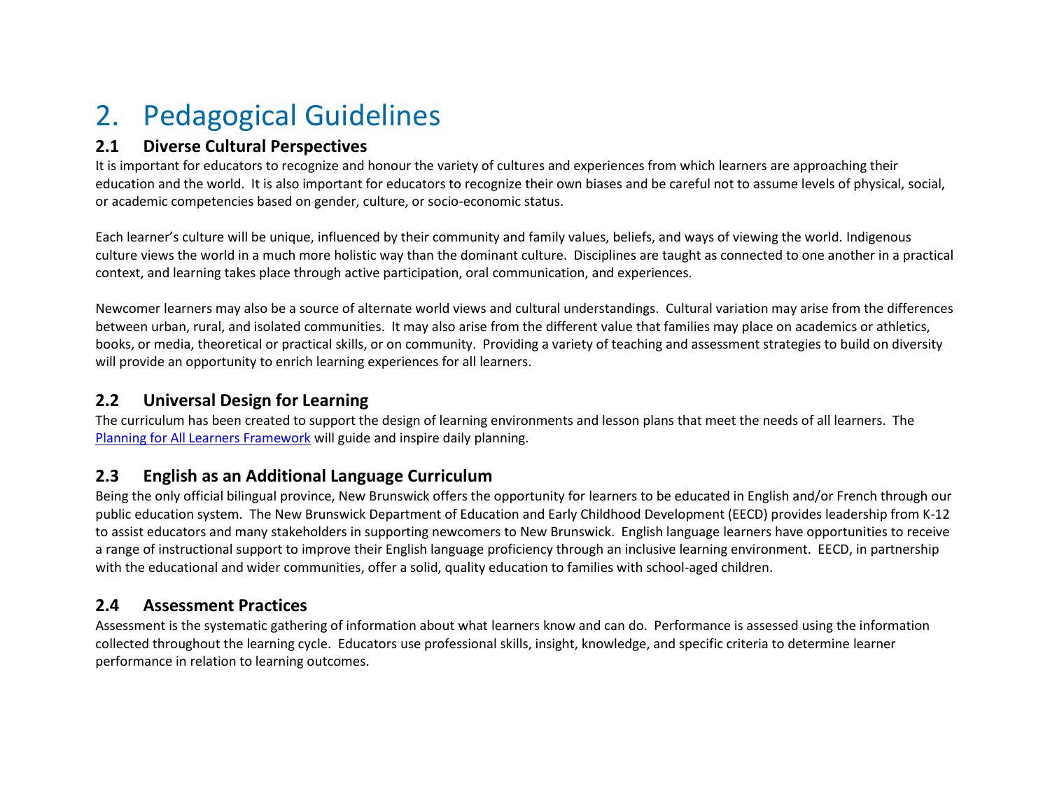# 2. Pedagogical Guidelines

## 2.1 Diverse Cultural Perspectives

It is important for educators to recognize and honour the variety of cultures and experiences from which learners are approaching their education and the world. It is also important for educators to recognize their own biases and be careful not to assume levels of physical, social, or academic competencies based on gender, culture, or socio-economic status.

Each learner's culture will be unique, influenced by their community and family values, beliefs, and ways of viewing the world. Indigenous culture views the world in a much more holistic way than the dominant culture. Disciplines are taught as connected to one another in a practical context, and learning takes place through active participation, oral communication, and experiences.

Newcomer learners may also be a source of alternate world views and cultural understandings. Cultural variation may arise from the differences between urban, rural, and isolated communities. It may also arise from the different value that families may place on academics or athletics, books, or media, theoretical or practical skills, or on community. Providing a variety of teaching and assessment strategies to build on diversity will provide an opportunity to enrich learning experiences for all learners.

## 2.2 Universal Design for Learning

The curriculum has been created to support the design of learning environments and lesson plans that meet the needs of all learners. The Planning for All Learners Framework will guide and inspire daily planning.

## 2.3 English as an Additional Language Curriculum

Being the only official bilingual province, New Brunswick offers the opportunity for learners to be educated in English and/or French through our public education system. The New Brunswick Department of Education and Early Childhood Development (EECD) provides leadership from K-12 to assist educators and many stakeholders in supporting newcomers to New Brunswick. English language learners have opportunities to receive a range of instructional support to improve their English language proficiency through an inclusive learning environment. EECD, in partnership with the educational and wider communities, offer a solid, quality education to families with school-aged children.

## 2.4 Assessment Practices

Assessment is the systematic gathering of information about what learners know and can do. Performance is assessed using the information collected throughout the learning cycle. Educators use professional skills, insight, knowledge, and specific criteria to determine learner performance in relation to learning outcomes.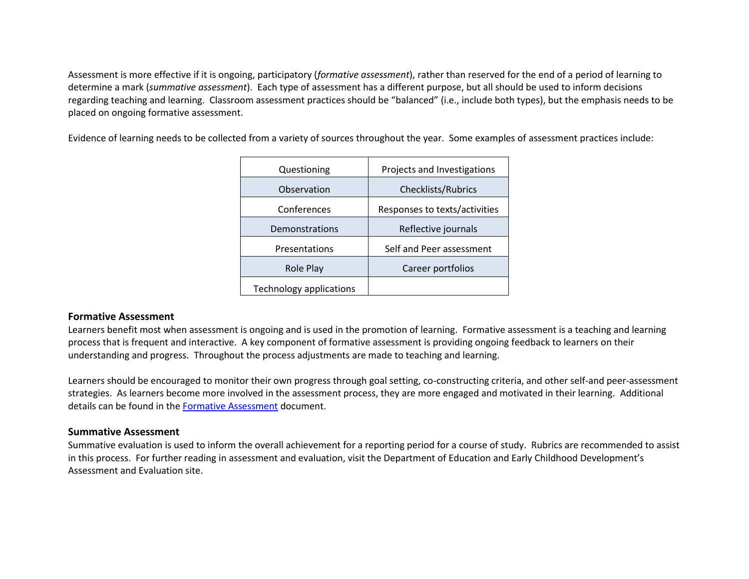Assessment is more effective if it is ongoing, participatory (*formative assessment*), rather than reserved for the end of a period of learning to determine a mark (*summative assessment*). Each type of assessment has a different purpose, but all should be used to inform decisions regarding teaching and learning. Classroom assessment practices should be "balanced" (i.e., include both types), but the emphasis needs to be placed on ongoing formative assessment.

Evidence of learning needs to be collected from a variety of sources throughout the year. Some examples of assessment practices include:

| Questioning | Projects and Investigations |
|---|---|
| Observation | Checklists/Rubrics |
| Conferences | Responses to texts/activities |
| Demonstrations | Reflective journals |
| Presentations | Self and Peer assessment |
| Role Play | Career portfolios |
| Technology applications | |

### Formative Assessment

Learners benefit most when assessment is ongoing and is used in the promotion of learning. Formative assessment is a teaching and learning process that is frequent and interactive. A key component of formative assessment is providing ongoing feedback to learners on their understanding and progress. Throughout the process adjustments are made to teaching and learning.

Learners should be encouraged to monitor their own progress through goal setting, co-constructing criteria, and other self-and peer-assessment strategies. As learners become more involved in the assessment process, they are more engaged and motivated in their learning. Additional details can be found in the Formative Assessment document.

### Summative Assessment

Summative evaluation is used to inform the overall achievement for a reporting period for a course of study. Rubrics are recommended to assist in this process. For further reading in assessment and evaluation, visit the Department of Education and Early Childhood Development's Assessment and Evaluation site.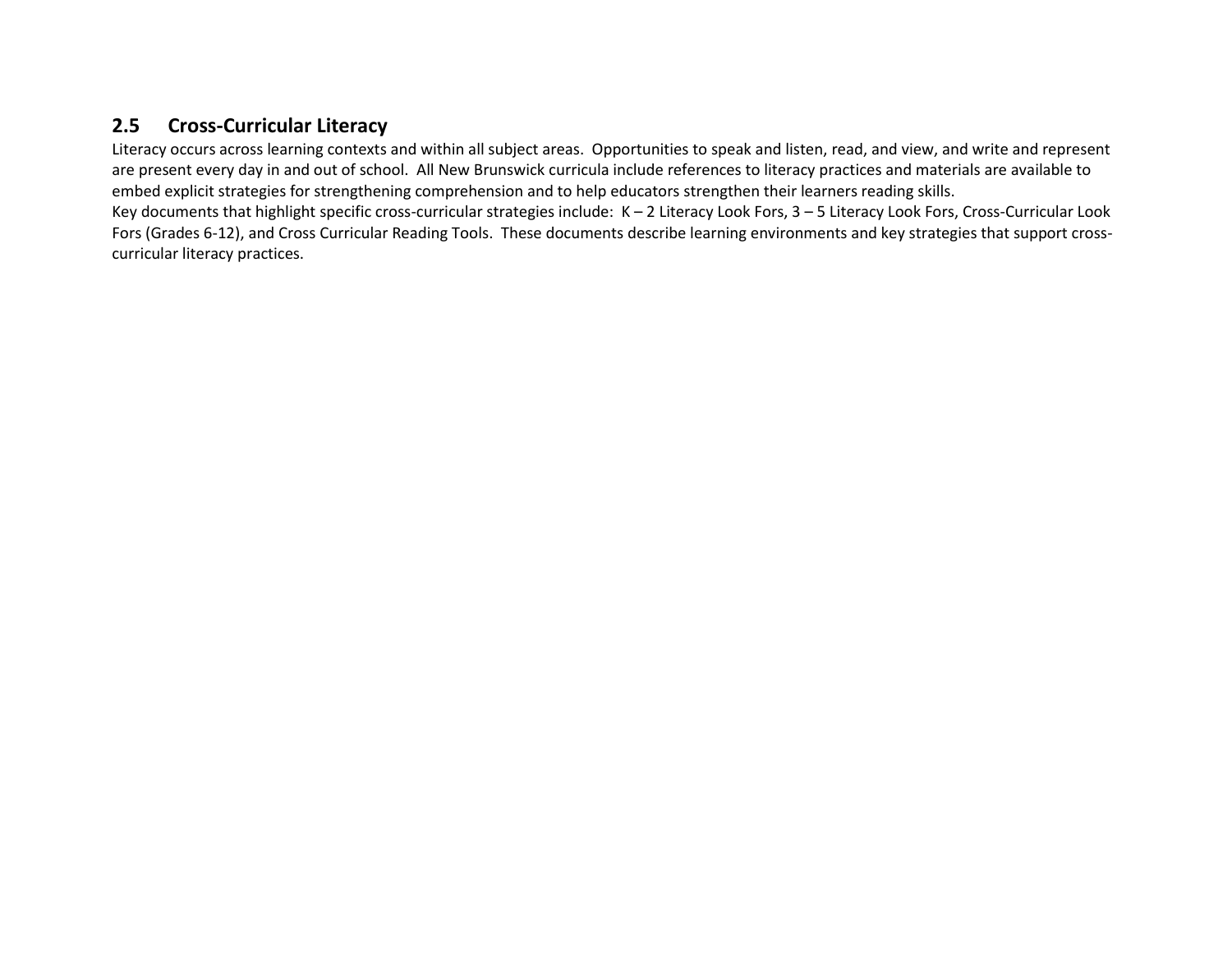## 2.5 Cross-Curricular Literacy

Literacy occurs across learning contexts and within all subject areas. Opportunities to speak and listen, read, and view, and write and represent are present every day in and out of school. All New Brunswick curricula include references to literacy practices and materials are available to embed explicit strategies for strengthening comprehension and to help educators strengthen their learners reading skills.

Key documents that highlight specific cross-curricular strategies include: K – 2 Literacy Look Fors, 3 – 5 Literacy Look Fors, Cross-Curricular Look Fors (Grades 6-12), and Cross Curricular Reading Tools. These documents describe learning environments and key strategies that support cross-curricular literacy practices.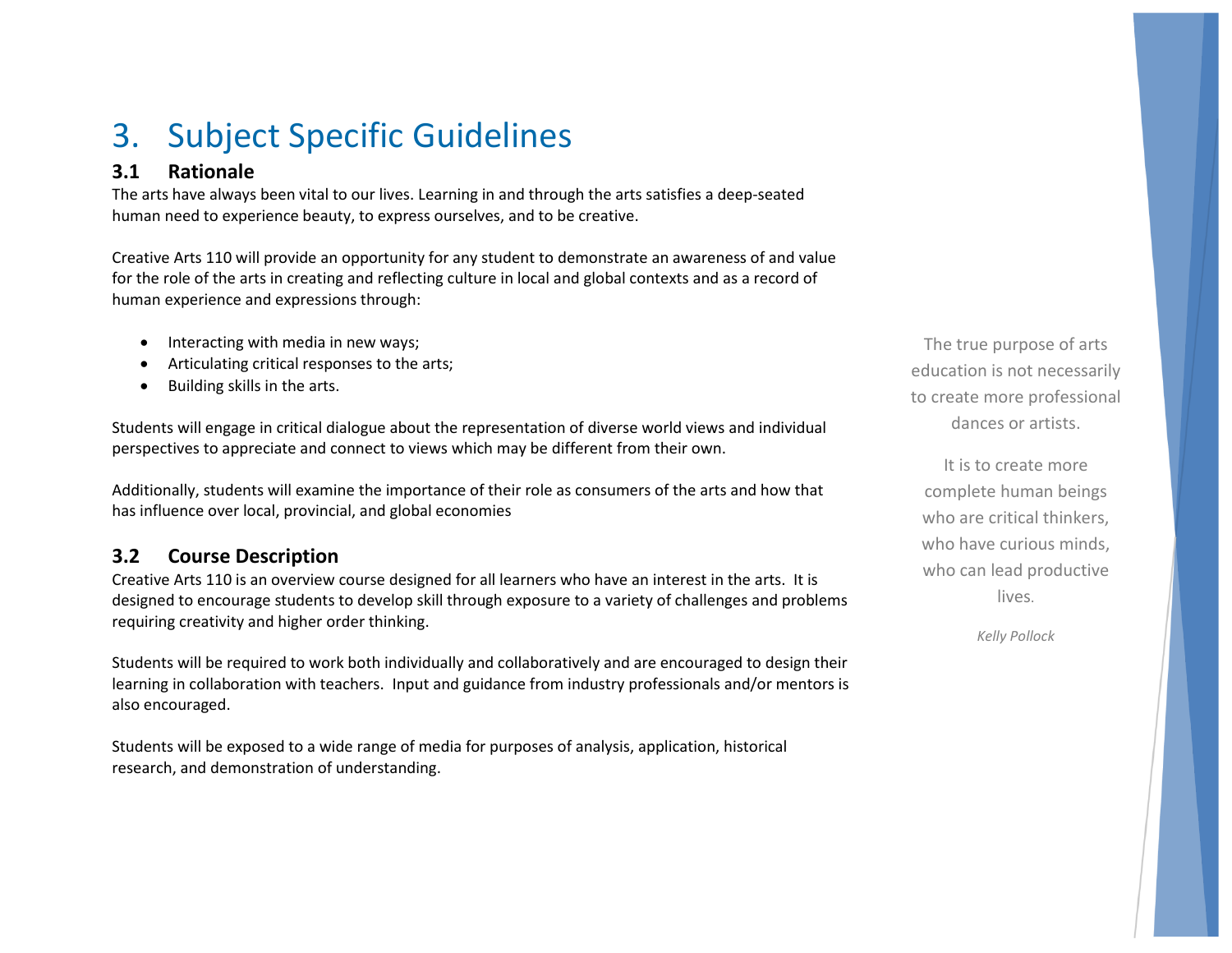# 3. Subject Specific Guidelines

### 3.1 Rationale

The arts have always been vital to our lives. Learning in and through the arts satisfies a deep-seated human need to experience beauty, to express ourselves, and to be creative.

Creative Arts 110 will provide an opportunity for any student to demonstrate an awareness of and value for the role of the arts in creating and reflecting culture in local and global contexts and as a record of human experience and expressions through:

- Interacting with media in new ways;
- Articulating critical responses to the arts;
- Building skills in the arts.

Students will engage in critical dialogue about the representation of diverse world views and individual perspectives to appreciate and connect to views which may be different from their own.

Additionally, students will examine the importance of their role as consumers of the arts and how that has influence over local, provincial, and global economies

### 3.2 Course Description

Creative Arts 110 is an overview course designed for all learners who have an interest in the arts. It is designed to encourage students to develop skill through exposure to a variety of challenges and problems requiring creativity and higher order thinking.

Students will be required to work both individually and collaboratively and are encouraged to design their learning in collaboration with teachers. Input and guidance from industry professionals and/or mentors is also encouraged.

Students will be exposed to a wide range of media for purposes of analysis, application, historical research, and demonstration of understanding.

> The true purpose of arts education is not necessarily to create more professional dances or artists.
>
> It is to create more complete human beings who are critical thinkers, who have curious minds, who can lead productive lives.
>
> *Kelly Pollock*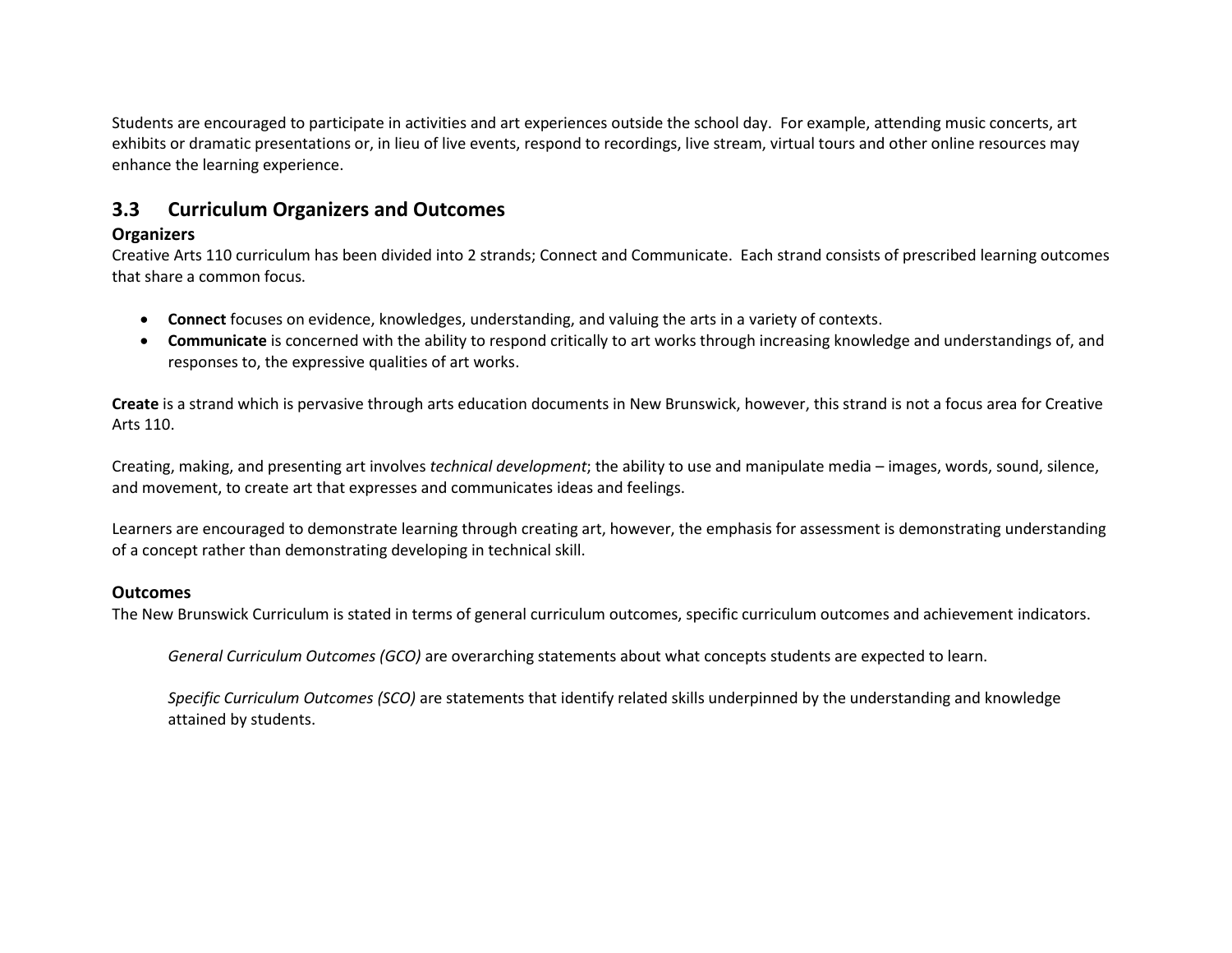Students are encouraged to participate in activities and art experiences outside the school day. For example, attending music concerts, art exhibits or dramatic presentations or, in lieu of live events, respond to recordings, live stream, virtual tours and other online resources may enhance the learning experience.

## 3.3 Curriculum Organizers and Outcomes

### Organizers

Creative Arts 110 curriculum has been divided into 2 strands; Connect and Communicate. Each strand consists of prescribed learning outcomes that share a common focus.

- **Connect** focuses on evidence, knowledges, understanding, and valuing the arts in a variety of contexts.
- **Communicate** is concerned with the ability to respond critically to art works through increasing knowledge and understandings of, and responses to, the expressive qualities of art works.

**Create** is a strand which is pervasive through arts education documents in New Brunswick, however, this strand is not a focus area for Creative Arts 110.

Creating, making, and presenting art involves *technical development*; the ability to use and manipulate media – images, words, sound, silence, and movement, to create art that expresses and communicates ideas and feelings.

Learners are encouraged to demonstrate learning through creating art, however, the emphasis for assessment is demonstrating understanding of a concept rather than demonstrating developing in technical skill.

### Outcomes

The New Brunswick Curriculum is stated in terms of general curriculum outcomes, specific curriculum outcomes and achievement indicators.

> *General Curriculum Outcomes (GCO)* are overarching statements about what concepts students are expected to learn.
>
> *Specific Curriculum Outcomes (SCO)* are statements that identify related skills underpinned by the understanding and knowledge attained by students.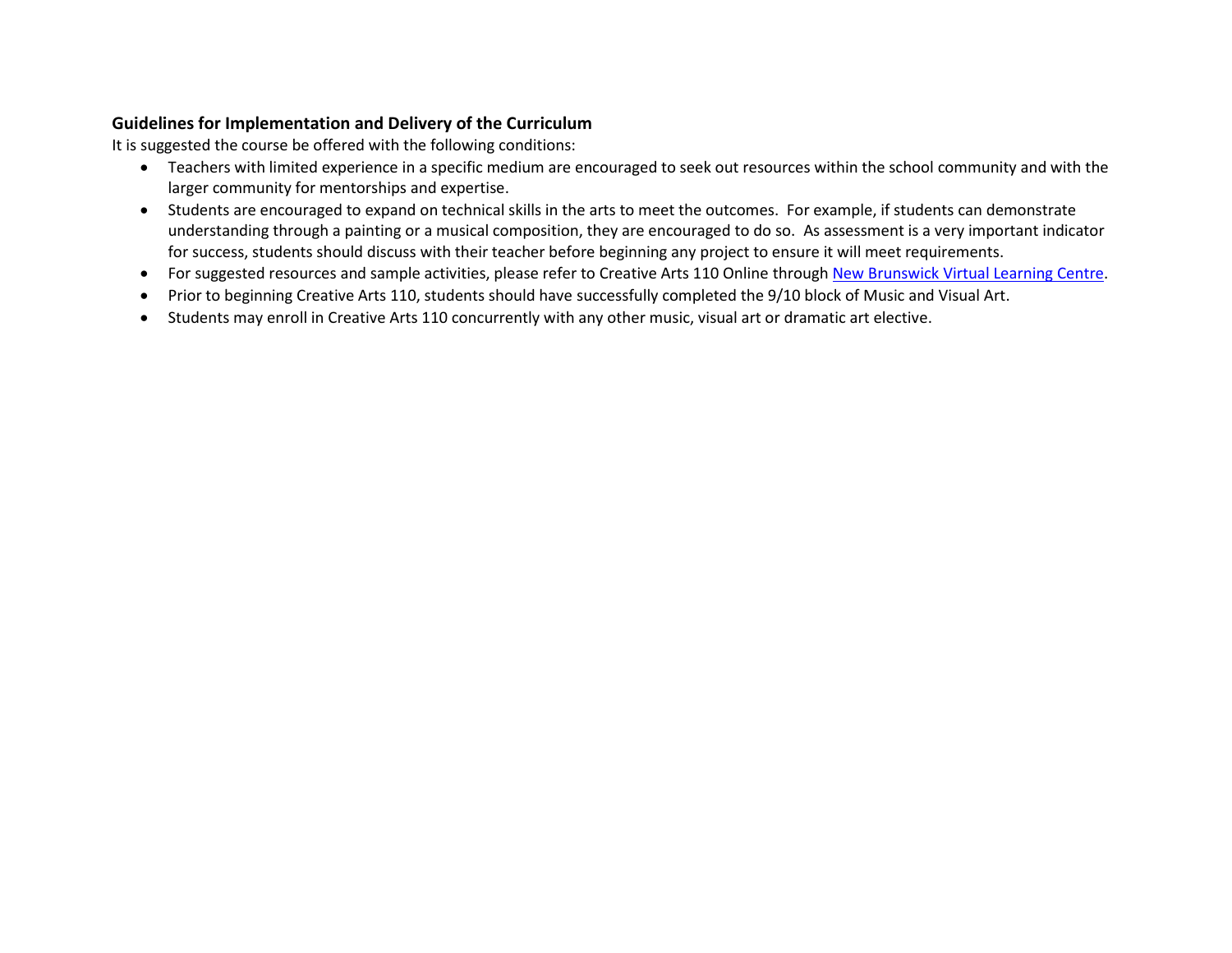**Guidelines for Implementation and Delivery of the Curriculum**

It is suggested the course be offered with the following conditions:

- Teachers with limited experience in a specific medium are encouraged to seek out resources within the school community and with the larger community for mentorships and expertise.
- Students are encouraged to expand on technical skills in the arts to meet the outcomes. For example, if students can demonstrate understanding through a painting or a musical composition, they are encouraged to do so. As assessment is a very important indicator for success, students should discuss with their teacher before beginning any project to ensure it will meet requirements.
- For suggested resources and sample activities, please refer to Creative Arts 110 Online through New Brunswick Virtual Learning Centre.
- Prior to beginning Creative Arts 110, students should have successfully completed the 9/10 block of Music and Visual Art.
- Students may enroll in Creative Arts 110 concurrently with any other music, visual art or dramatic art elective.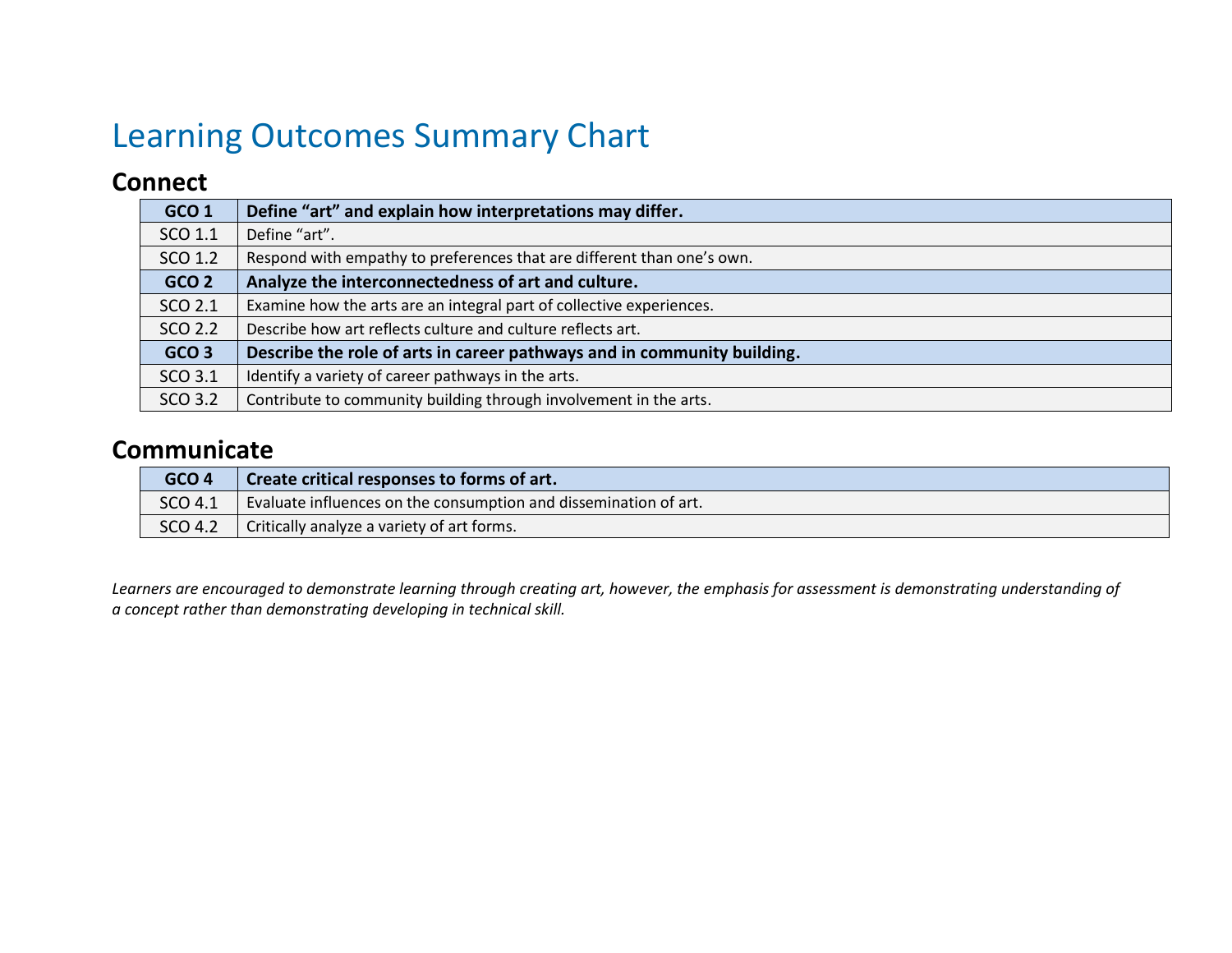# Learning Outcomes Summary Chart

## Connect

| GCO 1 | **Define "art" and explain how interpretations may differ.** |
|---|---|
| SCO 1.1 | Define "art". |
| SCO 1.2 | Respond with empathy to preferences that are different than one's own. |
| **GCO 2** | **Analyze the interconnectedness of art and culture.** |
| SCO 2.1 | Examine how the arts are an integral part of collective experiences. |
| SCO 2.2 | Describe how art reflects culture and culture reflects art. |
| **GCO 3** | **Describe the role of arts in career pathways and in community building.** |
| SCO 3.1 | Identify a variety of career pathways in the arts. |
| SCO 3.2 | Contribute to community building through involvement in the arts. |

## Communicate

| GCO 4 | **Create critical responses to forms of art.** |
|---|---|
| SCO 4.1 | Evaluate influences on the consumption and dissemination of art. |
| SCO 4.2 | Critically analyze a variety of art forms. |

*Learners are encouraged to demonstrate learning through creating art, however, the emphasis for assessment is demonstrating understanding of a concept rather than demonstrating developing in technical skill.*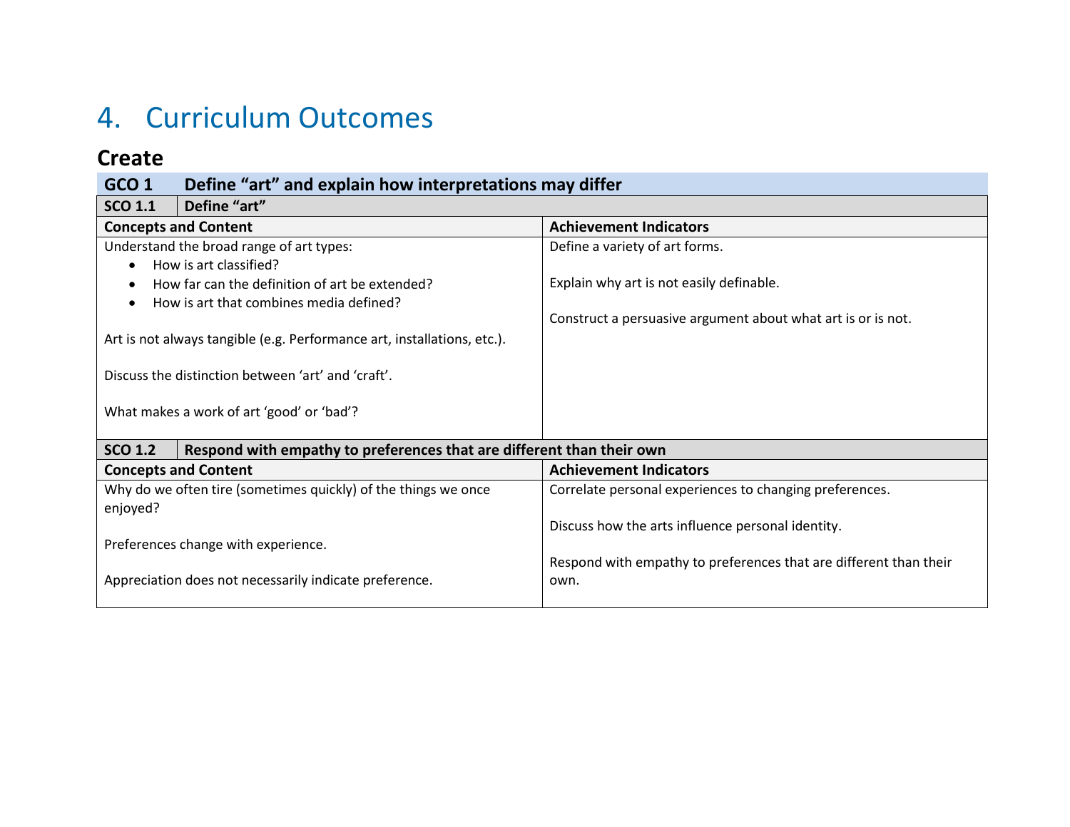# 4. Curriculum Outcomes

## Create

| GCO 1 | Define "art" and explain how interpretations may differ |
|---|---|
| **SCO 1.1** | **Define "art"** |

| Concepts and Content | Achievement Indicators |
|---|---|
| Understand the broad range of art types:<br>• How is art classified?<br>• How far can the definition of art be extended?<br>• How is art that combines media defined?<br><br>Art is not always tangible (e.g. Performance art, installations, etc.).<br><br>Discuss the distinction between 'art' and 'craft'.<br><br>What makes a work of art 'good' or 'bad'? | Define a variety of art forms.<br><br>Explain why art is not easily definable.<br><br>Construct a persuasive argument about what art is or is not. |

| SCO 1.2 | Respond with empathy to preferences that are different than their own |
|---|---|

| Concepts and Content | Achievement Indicators |
|---|---|
| Why do we often tire (sometimes quickly) of the things we once enjoyed?<br><br>Preferences change with experience.<br><br>Appreciation does not necessarily indicate preference. | Correlate personal experiences to changing preferences.<br><br>Discuss how the arts influence personal identity.<br><br>Respond with empathy to preferences that are different than their own. |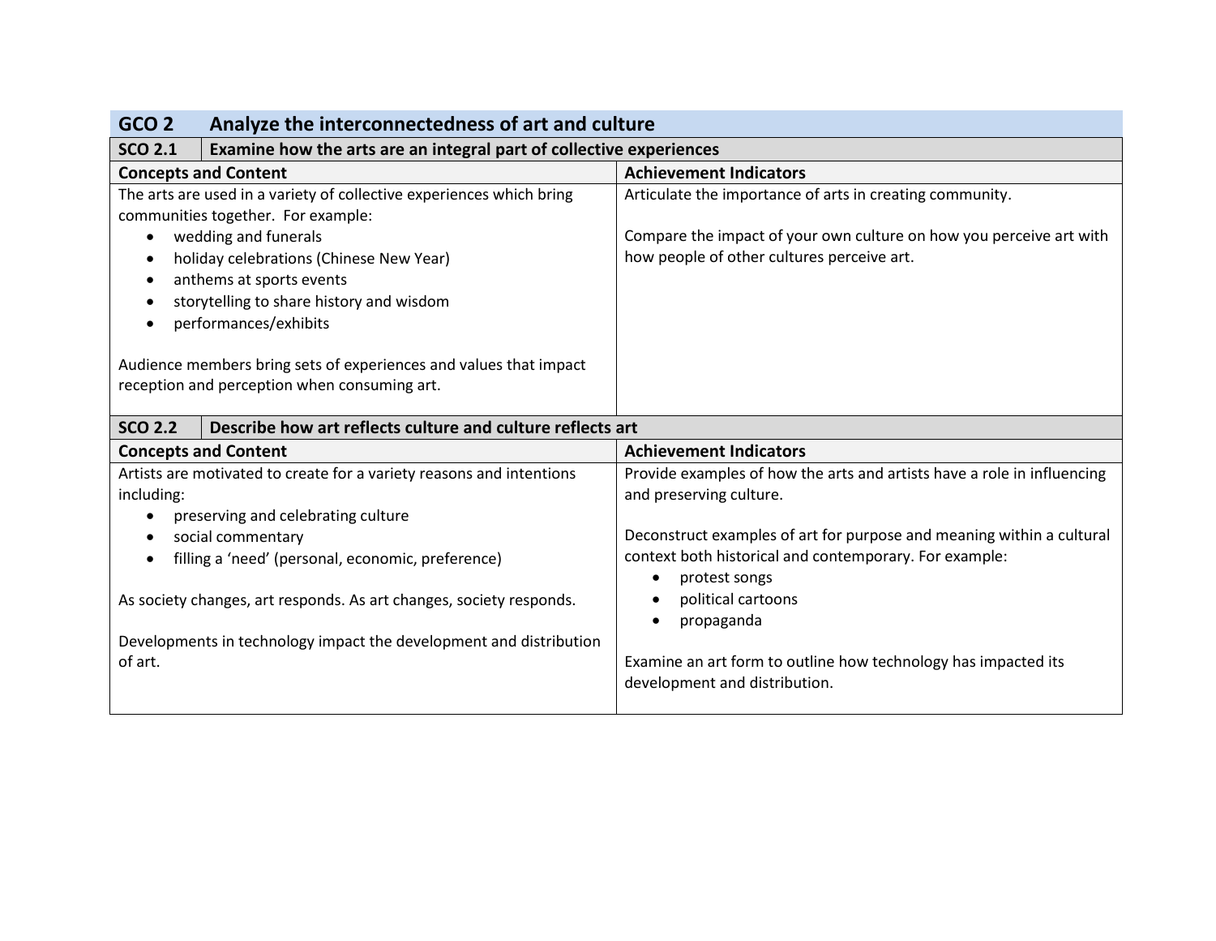## GCO 2 Analyze the interconnectedness of art and culture

### SCO 2.1 Examine how the arts are an integral part of collective experiences

| Concepts and Content | Achievement Indicators |
|---|---|
| The arts are used in a variety of collective experiences which bring communities together. For example:<br>• wedding and funerals<br>• holiday celebrations (Chinese New Year)<br>• anthems at sports events<br>• storytelling to share history and wisdom<br>• performances/exhibits<br><br>Audience members bring sets of experiences and values that impact reception and perception when consuming art. | Articulate the importance of arts in creating community.<br><br>Compare the impact of your own culture on how you perceive art with how people of other cultures perceive art. |

### SCO 2.2 Describe how art reflects culture and culture reflects art

| Concepts and Content | Achievement Indicators |
|---|---|
| Artists are motivated to create for a variety reasons and intentions including:<br>• preserving and celebrating culture<br>• social commentary<br>• filling a 'need' (personal, economic, preference)<br><br>As society changes, art responds. As art changes, society responds.<br><br>Developments in technology impact the development and distribution of art. | Provide examples of how the arts and artists have a role in influencing and preserving culture.<br><br>Deconstruct examples of art for purpose and meaning within a cultural context both historical and contemporary. For example:<br>• protest songs<br>• political cartoons<br>• propaganda<br><br>Examine an art form to outline how technology has impacted its development and distribution. |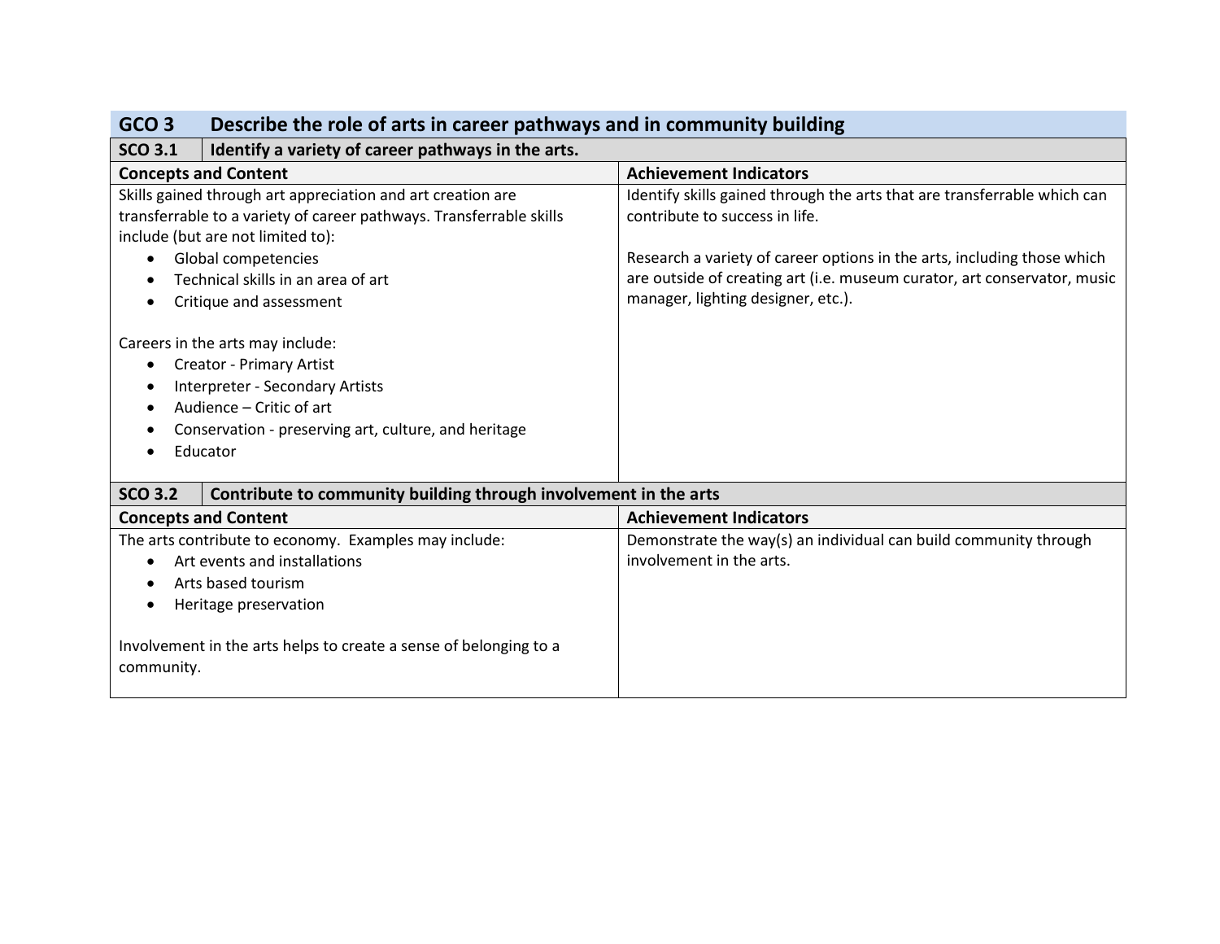| GCO 3 | Describe the role of arts in career pathways and in community building |
|---|---|
| **SCO 3.1** | **Identify a variety of career pathways in the arts.** |
| **Concepts and Content** | **Achievement Indicators** |
| Skills gained through art appreciation and art creation are transferrable to a variety of career pathways. Transferrable skills include (but are not limited to):<br>• Global competencies<br>• Technical skills in an area of art<br>• Critique and assessment<br><br>Careers in the arts may include:<br>• Creator - Primary Artist<br>• Interpreter - Secondary Artists<br>• Audience – Critic of art<br>• Conservation - preserving art, culture, and heritage<br>• Educator | Identify skills gained through the arts that are transferrable which can contribute to success in life.<br><br>Research a variety of career options in the arts, including those which are outside of creating art (i.e. museum curator, art conservator, music manager, lighting designer, etc.). |
| **SCO 3.2** | **Contribute to community building through involvement in the arts** |
| **Concepts and Content** | **Achievement Indicators** |
| The arts contribute to economy. Examples may include:<br>• Art events and installations<br>• Arts based tourism<br>• Heritage preservation<br><br>Involvement in the arts helps to create a sense of belonging to a community. | Demonstrate the way(s) an individual can build community through involvement in the arts. |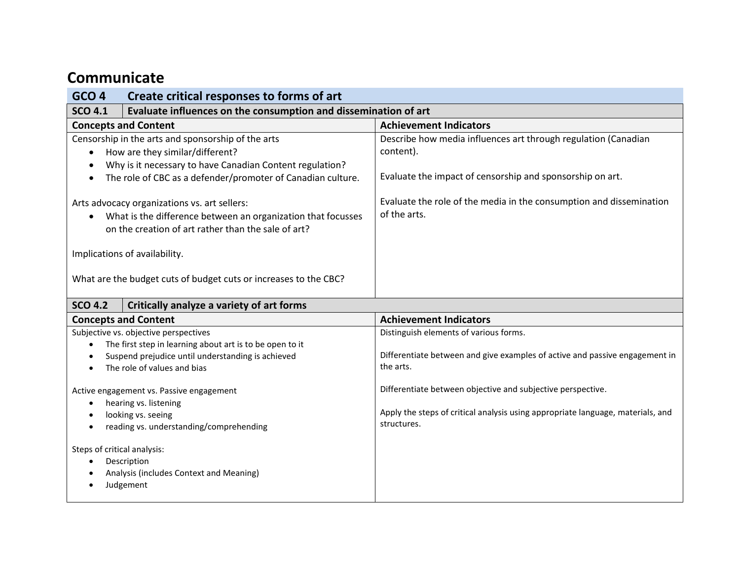# Communicate

| GCO 4 | Create critical responses to forms of art |
|---|---|
| **SCO 4.1** | **Evaluate influences on the consumption and dissemination of art** |

| Concepts and Content | Achievement Indicators |
|---|---|
| Censorship in the arts and sponsorship of the arts<br>• How are they similar/different?<br>• Why is it necessary to have Canadian Content regulation?<br>• The role of CBC as a defender/promoter of Canadian culture.<br><br>Arts advocacy organizations vs. art sellers:<br>• What is the difference between an organization that focusses on the creation of art rather than the sale of art?<br><br>Implications of availability.<br><br>What are the budget cuts of budget cuts or increases to the CBC? | Describe how media influences art through regulation (Canadian content).<br><br>Evaluate the impact of censorship and sponsorship on art.<br><br>Evaluate the role of the media in the consumption and dissemination of the arts. |

| SCO 4.2 | Critically analyze a variety of art forms |
|---|---|

| Concepts and Content | Achievement Indicators |
|---|---|
| Subjective vs. objective perspectives<br>• The first step in learning about art is to be open to it<br>• Suspend prejudice until understanding is achieved<br>• The role of values and bias<br><br>Active engagement vs. Passive engagement<br>• hearing vs. listening<br>• looking vs. seeing<br>• reading vs. understanding/comprehending<br><br>Steps of critical analysis:<br>• Description<br>• Analysis (includes Context and Meaning)<br>• Judgement | Distinguish elements of various forms.<br><br>Differentiate between and give examples of active and passive engagement in the arts.<br><br>Differentiate between objective and subjective perspective.<br><br>Apply the steps of critical analysis using appropriate language, materials, and structures. |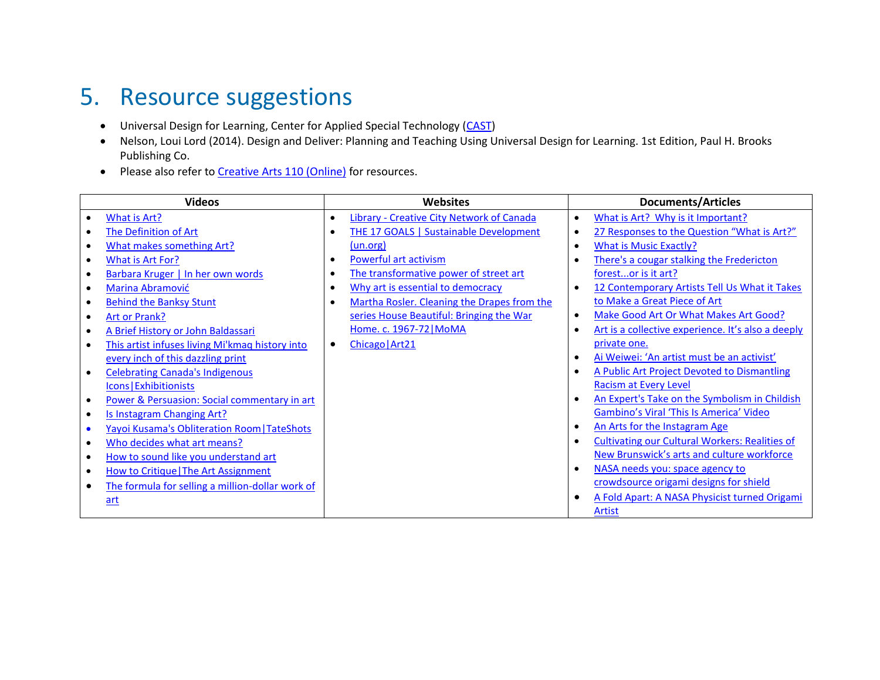# 5. Resource suggestions

- Universal Design for Learning, Center for Applied Special Technology (CAST)
- Nelson, Loui Lord (2014). Design and Deliver: Planning and Teaching Using Universal Design for Learning. 1st Edition, Paul H. Brooks Publishing Co.
- Please also refer to Creative Arts 110 (Online) for resources.

| Videos | Websites | Documents/Articles |
|---|---|---|
| • What is Art?<br>• The Definition of Art<br>• What makes something Art?<br>• What is Art For?<br>• Barbara Kruger \| In her own words<br>• Marina Abramović<br>• Behind the Banksy Stunt<br>• Art or Prank?<br>• A Brief History or John Baldassari<br>• This artist infuses living Mi'kmaq history into every inch of this dazzling print<br>• Celebrating Canada's Indigenous Icons\|Exhibitionists<br>• Power & Persuasion: Social commentary in art<br>• Is Instagram Changing Art?<br>• Yayoi Kusama's Obliteration Room\|TateShots<br>• Who decides what art means?<br>• How to sound like you understand art<br>• How to Critique\|The Art Assignment<br>• The formula for selling a million-dollar work of art | • Library - Creative City Network of Canada<br>• THE 17 GOALS \| Sustainable Development (un.org)<br>• Powerful art activism<br>• The transformative power of street art<br>• Why art is essential to democracy<br>• Martha Rosler. Cleaning the Drapes from the series House Beautiful: Bringing the War Home. c. 1967-72\|MoMA<br>• Chicago\|Art21 | • What is Art? Why is it Important?<br>• 27 Responses to the Question "What is Art?"<br>• What is Music Exactly?<br>• There's a cougar stalking the Fredericton forest...or is it art?<br>• 12 Contemporary Artists Tell Us What it Takes to Make a Great Piece of Art<br>• Make Good Art Or What Makes Art Good?<br>• Art is a collective experience. It's also a deeply private one.<br>• Ai Weiwei: 'An artist must be an activist'<br>• A Public Art Project Devoted to Dismantling Racism at Every Level<br>• An Expert's Take on the Symbolism in Childish Gambino's Viral 'This Is America' Video<br>• An Arts for the Instagram Age<br>• Cultivating our Cultural Workers: Realities of New Brunswick's arts and culture workforce<br>• NASA needs you: space agency to crowdsource origami designs for shield<br>• A Fold Apart: A NASA Physicist turned Origami Artist |